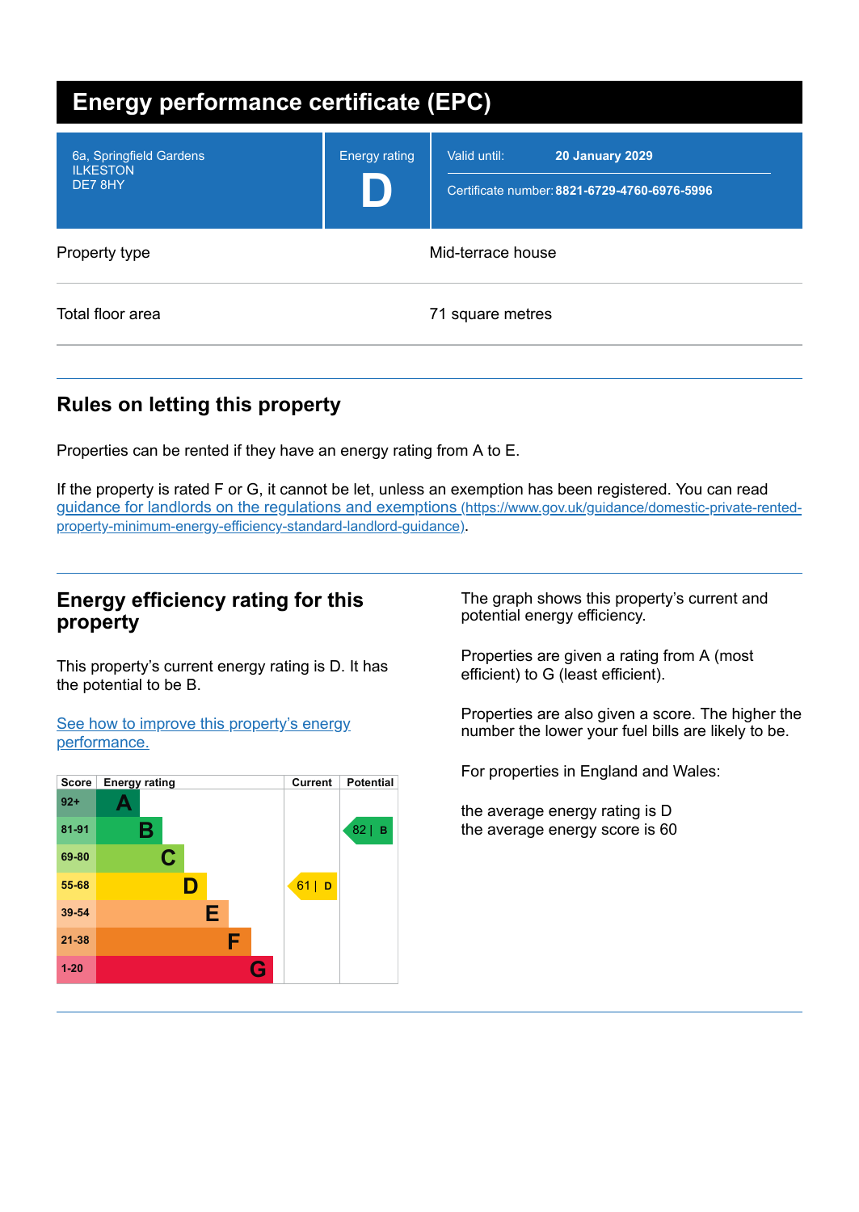# Energy performance certificate (EPC)

| 6a, Springfield Gardens<br>ILKESTON<br>DE7 8HY | Energy rating<br>**D** | Valid until: **20 January 2029**<br>Certificate number: **8821-6729-4760-6976-5996** |
|---|---|---|

| | |
|---|---|
| Property type | Mid-terrace house |
| Total floor area | 71 square metres |

## Rules on letting this property

Properties can be rented if they have an energy rating from A to E.

If the property is rated F or G, it cannot be let, unless an exemption has been registered. You can read [guidance for landlords on the regulations and exemptions (https://www.gov.uk/guidance/domestic-private-rented-property-minimum-energy-efficiency-standard-landlord-guidance)](https://www.gov.uk/guidance/domestic-private-rented-property-minimum-energy-efficiency-standard-landlord-guidance).

## Energy efficiency rating for this property

This property's current energy rating is D. It has the potential to be B.

[See how to improve this property's energy performance.]()

| Score | Energy rating | Current | Potential |
|---|---|---|---|
| 92+ | A | | |
| 81-91 | B | | 82 \| B |
| 69-80 | C | | |
| 55-68 | D | 61 \| D | |
| 39-54 | E | | |
| 21-38 | F | | |
| 1-20 | G | | |

The graph shows this property's current and potential energy efficiency.

Properties are given a rating from A (most efficient) to G (least efficient).

Properties are also given a score. The higher the number the lower your fuel bills are likely to be.

For properties in England and Wales:

the average energy rating is D
the average energy score is 60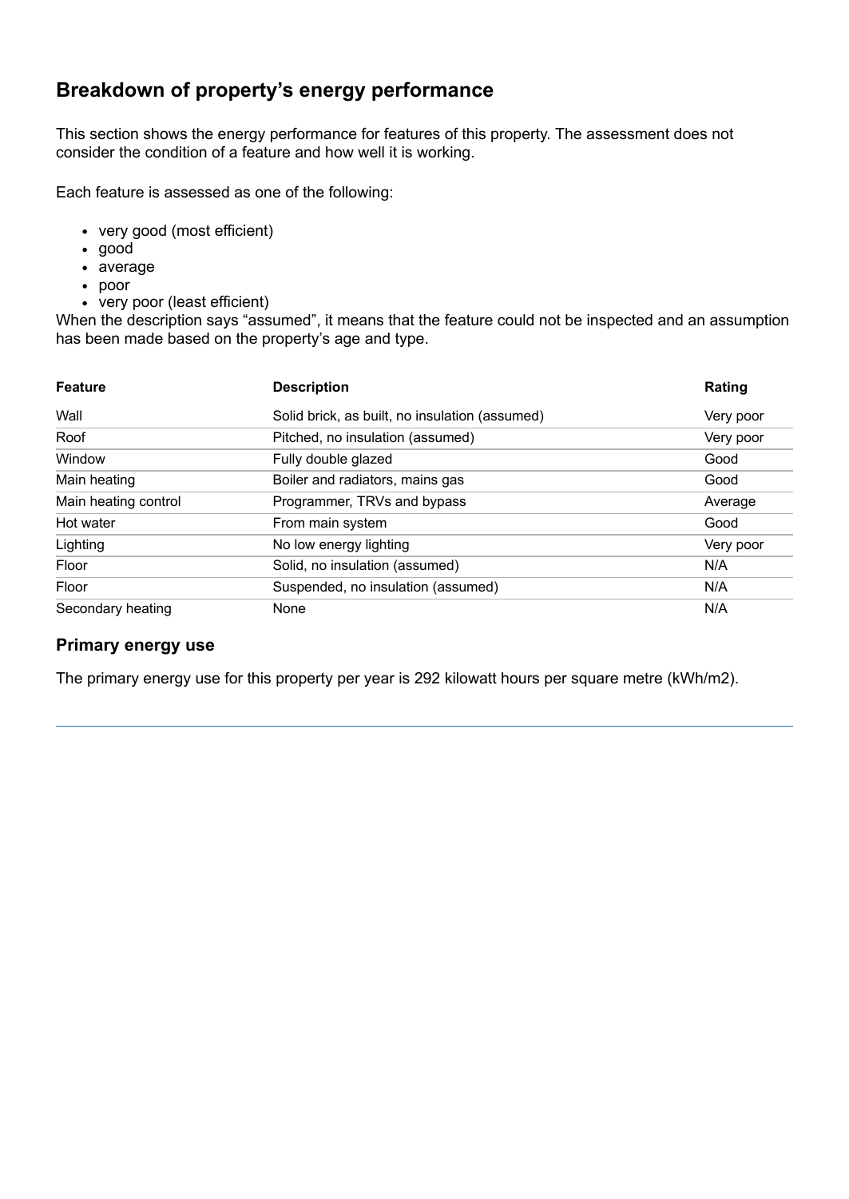## Breakdown of property's energy performance

This section shows the energy performance for features of this property. The assessment does not consider the condition of a feature and how well it is working.

Each feature is assessed as one of the following:

- very good (most efficient)
- good
- average
- poor
- very poor (least efficient)

When the description says "assumed", it means that the feature could not be inspected and an assumption has been made based on the property's age and type.

| Feature | Description | Rating |
|---|---|---|
| Wall | Solid brick, as built, no insulation (assumed) | Very poor |
| Roof | Pitched, no insulation (assumed) | Very poor |
| Window | Fully double glazed | Good |
| Main heating | Boiler and radiators, mains gas | Good |
| Main heating control | Programmer, TRVs and bypass | Average |
| Hot water | From main system | Good |
| Lighting | No low energy lighting | Very poor |
| Floor | Solid, no insulation (assumed) | N/A |
| Floor | Suspended, no insulation (assumed) | N/A |
| Secondary heating | None | N/A |

### Primary energy use

The primary energy use for this property per year is 292 kilowatt hours per square metre (kWh/m2).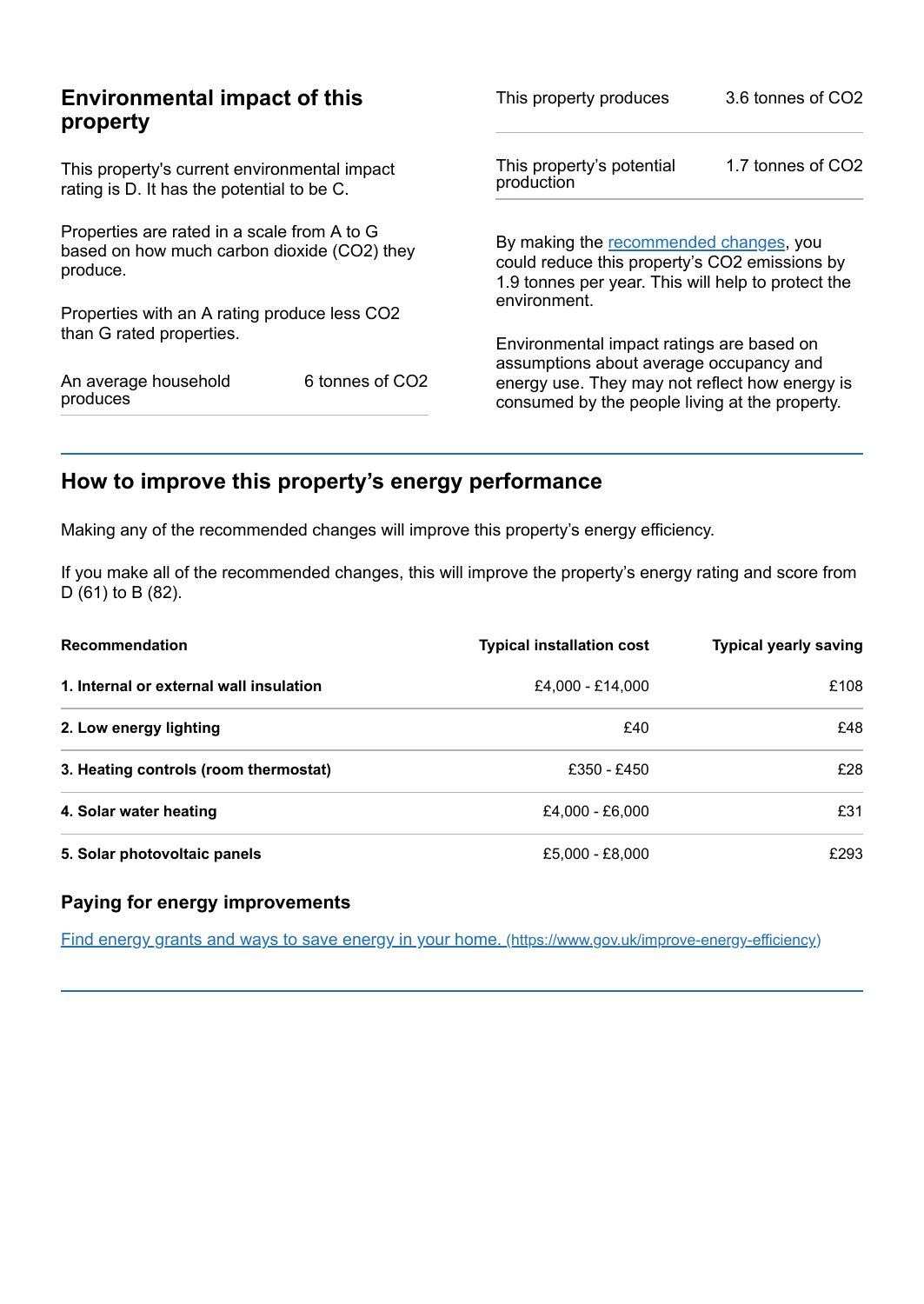## Environmental impact of this property

This property's current environmental impact rating is D. It has the potential to be C.

Properties are rated in a scale from A to G based on how much carbon dioxide ($CO_2$) they produce.

Properties with an A rating produce less $CO_2$ than G rated properties.

| | |
|---|---|
| An average household produces | 6 tonnes of $CO_2$ |

| | |
|---|---|
| This property produces | 3.6 tonnes of $CO_2$ |
| This property's potential production | 1.7 tonnes of $CO_2$ |

By making the [recommended changes](#), you could reduce this property's $CO_2$ emissions by 1.9 tonnes per year. This will help to protect the environment.

Environmental impact ratings are based on assumptions about average occupancy and energy use. They may not reflect how energy is consumed by the people living at the property.

## How to improve this property's energy performance

Making any of the recommended changes will improve this property's energy efficiency.

If you make all of the recommended changes, this will improve the property's energy rating and score from D (61) to B (82).

| Recommendation | Typical installation cost | Typical yearly saving |
|---|---|---|
| **1. Internal or external wall insulation** | £4,000 - £14,000 | £108 |
| **2. Low energy lighting** | £40 | £48 |
| **3. Heating controls (room thermostat)** | £350 - £450 | £28 |
| **4. Solar water heating** | £4,000 - £6,000 | £31 |
| **5. Solar photovoltaic panels** | £5,000 - £8,000 | £293 |

### Paying for energy improvements

[Find energy grants and ways to save energy in your home. (https://www.gov.uk/improve-energy-efficiency)](https://www.gov.uk/improve-energy-efficiency)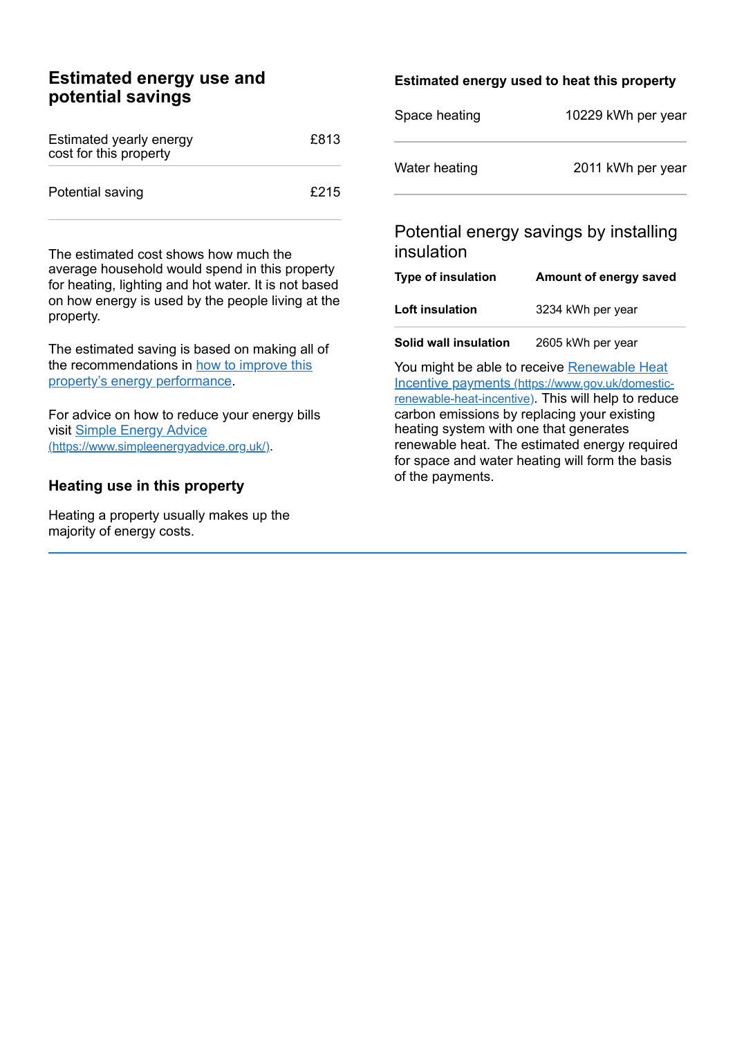## Estimated energy use and potential savings

| | |
|---|---|
| Estimated yearly energy cost for this property | £813 |
| Potential saving | £215 |

The estimated cost shows how much the average household would spend in this property for heating, lighting and hot water. It is not based on how energy is used by the people living at the property.

The estimated saving is based on making all of the recommendations in [how to improve this property's energy performance](#).

For advice on how to reduce your energy bills visit [Simple Energy Advice (https://www.simpleenergyadvice.org.uk/)](https://www.simpleenergyadvice.org.uk/).

## Heating use in this property

Heating a property usually makes up the majority of energy costs.

### Estimated energy used to heat this property

| | |
|---|---|
| Space heating | 10229 kWh per year |
| Water heating | 2011 kWh per year |

### Potential energy savings by installing insulation

| Type of insulation | Amount of energy saved |
|---|---|
| **Loft insulation** | 3234 kWh per year |
| **Solid wall insulation** | 2605 kWh per year |

You might be able to receive [Renewable Heat Incentive payments (https://www.gov.uk/domestic-renewable-heat-incentive)](https://www.gov.uk/domestic-renewable-heat-incentive). This will help to reduce carbon emissions by replacing your existing heating system with one that generates renewable heat. The estimated energy required for space and water heating will form the basis of the payments.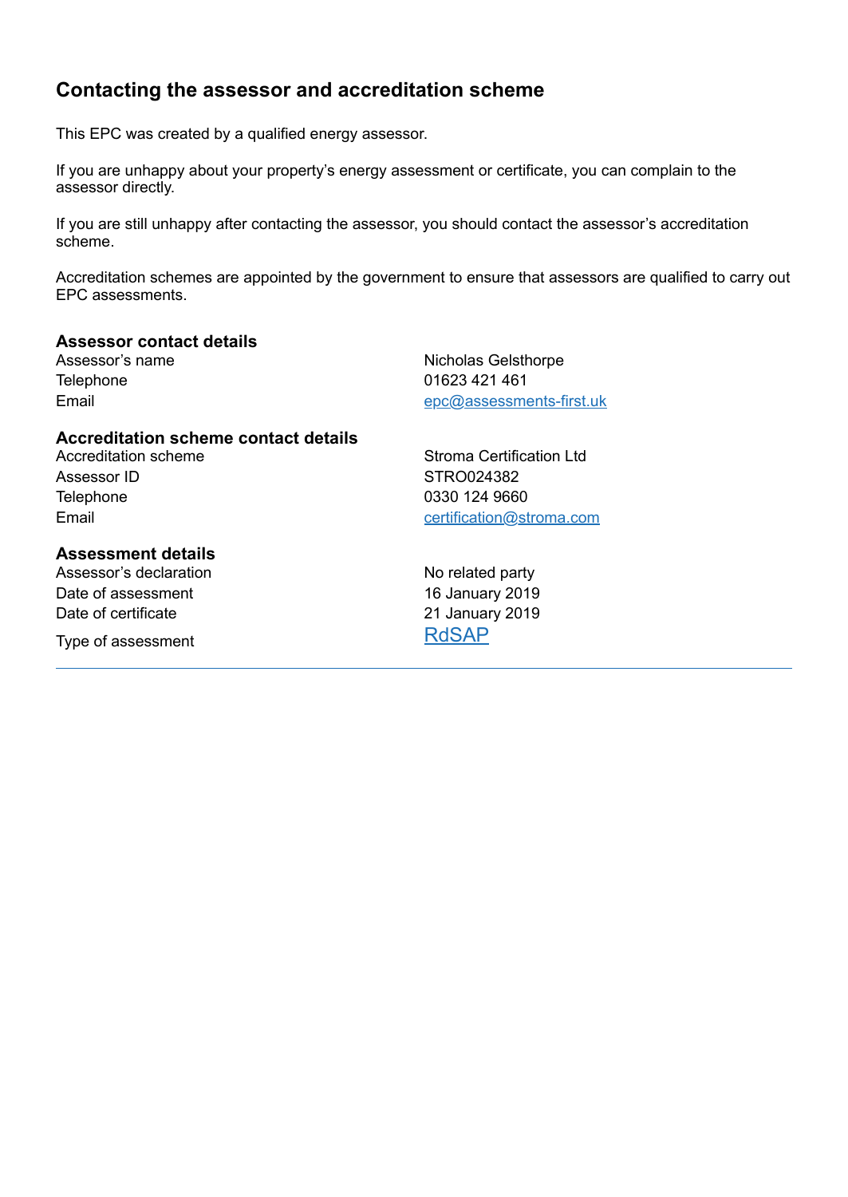## Contacting the assessor and accreditation scheme

This EPC was created by a qualified energy assessor.

If you are unhappy about your property's energy assessment or certificate, you can complain to the assessor directly.

If you are still unhappy after contacting the assessor, you should contact the assessor's accreditation scheme.

Accreditation schemes are appointed by the government to ensure that assessors are qualified to carry out EPC assessments.

### Assessor contact details

| | |
|---|---|
| Assessor's name | Nicholas Gelsthorpe |
| Telephone | 01623 421 461 |
| Email | epc@assessments-first.uk |

### Accreditation scheme contact details

| | |
|---|---|
| Accreditation scheme | Stroma Certification Ltd |
| Assessor ID | STRO024382 |
| Telephone | 0330 124 9660 |
| Email | certification@stroma.com |

### Assessment details

| | |
|---|---|
| Assessor's declaration | No related party |
| Date of assessment | 16 January 2019 |
| Date of certificate | 21 January 2019 |
| Type of assessment | RdSAP |